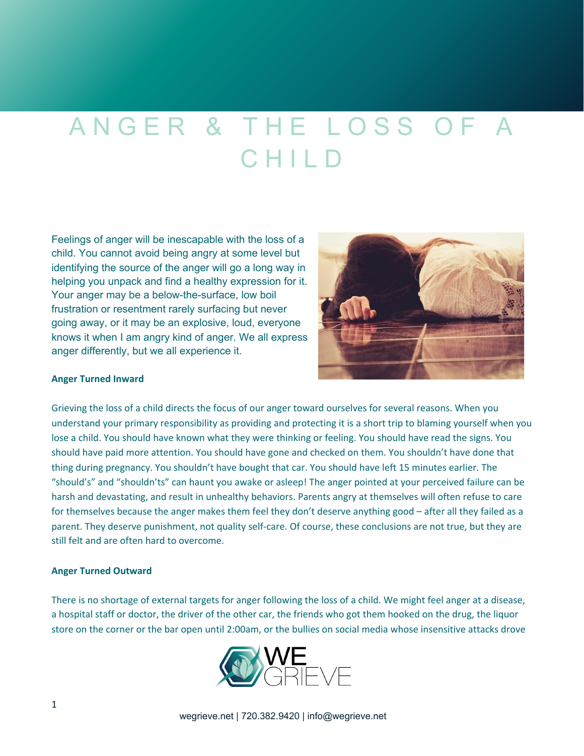# ANGER & THE LOSS OF A CHILD

Feelings of anger will be inescapable with the loss of a child. You cannot avoid being angry at some level but identifying the source of the anger will go a long way in helping you unpack and find a healthy expression for it. Your anger may be a below-the-surface, low boil frustration or resentment rarely surfacing but never going away, or it may be an explosive, loud, everyone knows it when I am angry kind of anger. We all express anger differently, but we all experience it.

**Anger Turned Inward**

Grieving the loss of a child directs the focus of our anger toward ourselves for several reasons. When you understand your primary responsibility as providing and protecting it is a short trip to blaming yourself when you lose a child. You should have known what they were thinking or feeling. You should have read the signs. You should have paid more attention. You should have gone and checked on them. You shouldn't have done that thing during pregnancy. You shouldn't have bought that car. You should have left 15 minutes earlier. The "should's" and "shouldn'ts" can haunt you awake or asleep! The anger pointed at your perceived failure can be harsh and devastating, and result in unhealthy behaviors. Parents angry at themselves will often refuse to care for themselves because the anger makes them feel they don't deserve anything good – after all they failed as a parent. They deserve punishment, not quality self-care. Of course, these conclusions are not true, but they are still felt and are often hard to overcome.

**Anger Turned Outward**

There is no shortage of external targets for anger following the loss of a child. We might feel anger at a disease, a hospital staff or doctor, the driver of the other car, the friends who got them hooked on the drug, the liquor store on the corner or the bar open until 2:00am, or the bullies on social media whose insensitive attacks drove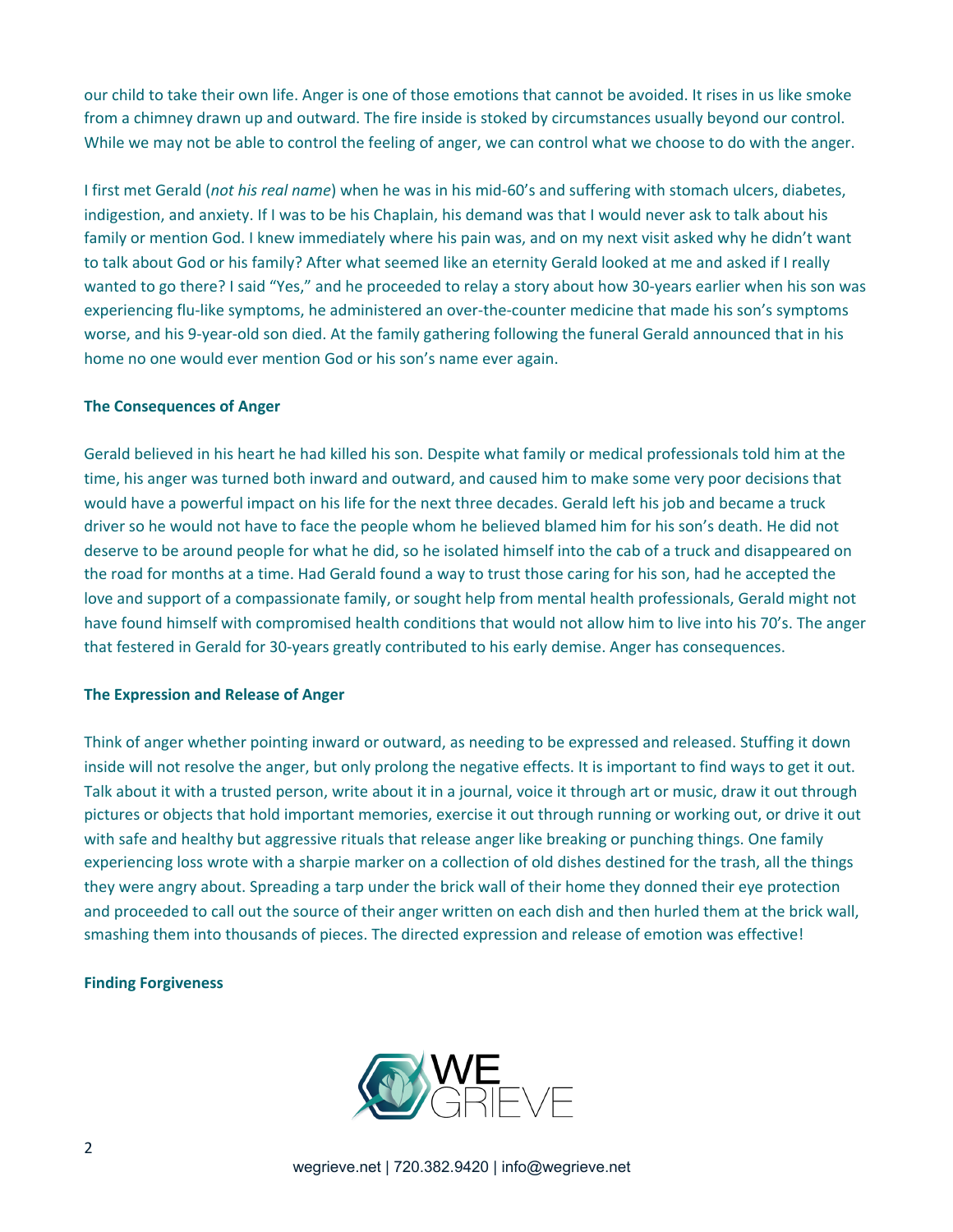our child to take their own life. Anger is one of those emotions that cannot be avoided. It rises in us like smoke from a chimney drawn up and outward. The fire inside is stoked by circumstances usually beyond our control. While we may not be able to control the feeling of anger, we can control what we choose to do with the anger.

I first met Gerald (*not his real name*) when he was in his mid-60's and suffering with stomach ulcers, diabetes, indigestion, and anxiety. If I was to be his Chaplain, his demand was that I would never ask to talk about his family or mention God. I knew immediately where his pain was, and on my next visit asked why he didn't want to talk about God or his family? After what seemed like an eternity Gerald looked at me and asked if I really wanted to go there? I said "Yes," and he proceeded to relay a story about how 30-years earlier when his son was experiencing flu-like symptoms, he administered an over-the-counter medicine that made his son's symptoms worse, and his 9-year-old son died. At the family gathering following the funeral Gerald announced that in his home no one would ever mention God or his son's name ever again.

**The Consequences of Anger**

Gerald believed in his heart he had killed his son. Despite what family or medical professionals told him at the time, his anger was turned both inward and outward, and caused him to make some very poor decisions that would have a powerful impact on his life for the next three decades. Gerald left his job and became a truck driver so he would not have to face the people whom he believed blamed him for his son's death. He did not deserve to be around people for what he did, so he isolated himself into the cab of a truck and disappeared on the road for months at a time. Had Gerald found a way to trust those caring for his son, had he accepted the love and support of a compassionate family, or sought help from mental health professionals, Gerald might not have found himself with compromised health conditions that would not allow him to live into his 70's. The anger that festered in Gerald for 30-years greatly contributed to his early demise. Anger has consequences.

**The Expression and Release of Anger**

Think of anger whether pointing inward or outward, as needing to be expressed and released. Stuffing it down inside will not resolve the anger, but only prolong the negative effects. It is important to find ways to get it out. Talk about it with a trusted person, write about it in a journal, voice it through art or music, draw it out through pictures or objects that hold important memories, exercise it out through running or working out, or drive it out with safe and healthy but aggressive rituals that release anger like breaking or punching things. One family experiencing loss wrote with a sharpie marker on a collection of old dishes destined for the trash, all the things they were angry about. Spreading a tarp under the brick wall of their home they donned their eye protection and proceeded to call out the source of their anger written on each dish and then hurled them at the brick wall, smashing them into thousands of pieces. The directed expression and release of emotion was effective!

**Finding Forgiveness**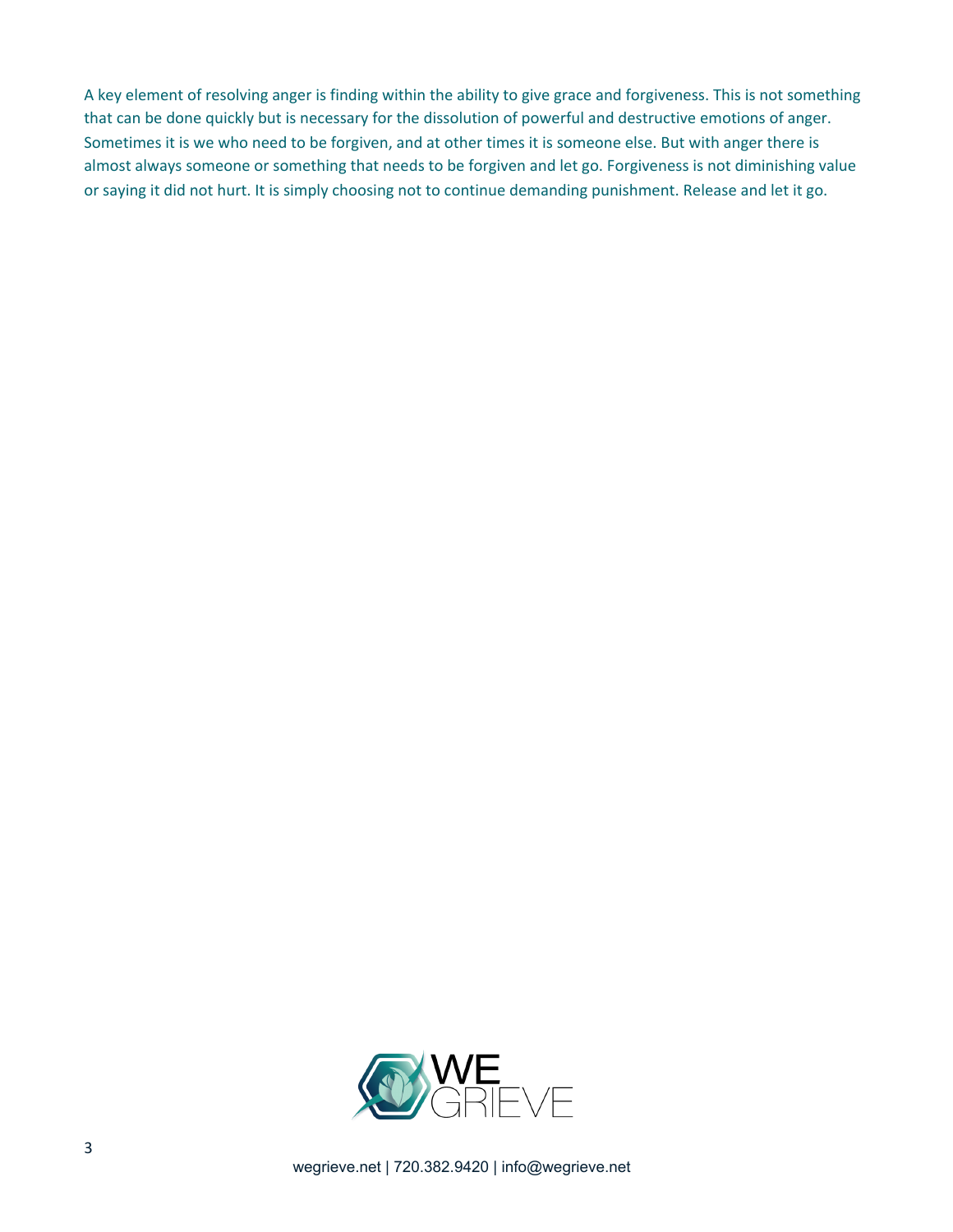A key element of resolving anger is finding within the ability to give grace and forgiveness. This is not something that can be done quickly but is necessary for the dissolution of powerful and destructive emotions of anger. Sometimes it is we who need to be forgiven, and at other times it is someone else. But with anger there is almost always someone or something that needs to be forgiven and let go. Forgiveness is not diminishing value or saying it did not hurt. It is simply choosing not to continue demanding punishment. Release and let it go.